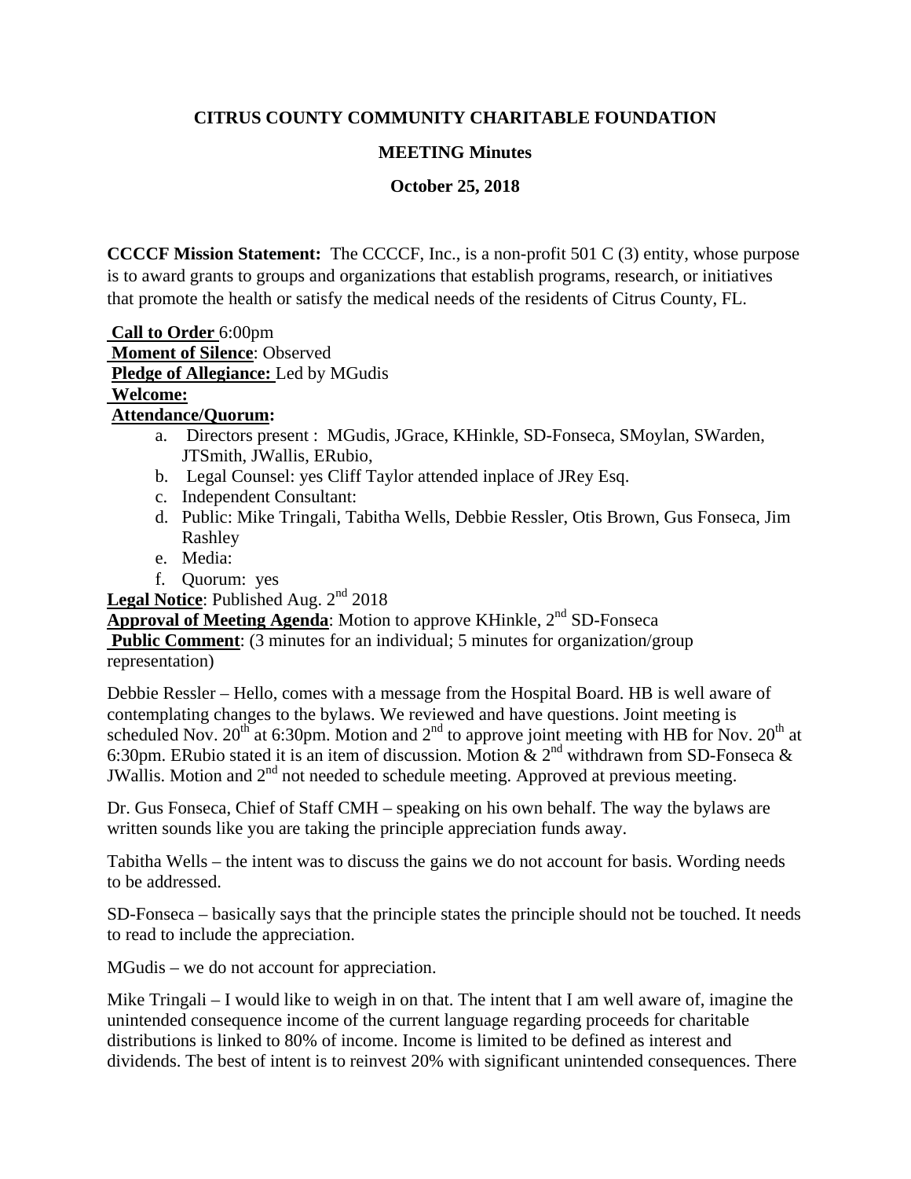**CITRUS COUNTY COMMUNITY CHARITABLE FOUNDATION**

**MEETING Minutes**

**October 25, 2018**

**CCCCF Mission Statement:** The CCCCF, Inc., is a non-profit 501 C (3) entity, whose purpose is to award grants to groups and organizations that establish programs, research, or initiatives that promote the health or satisfy the medical needs of the residents of Citrus County, FL.

**Call to Order** 6:00pm
**Moment of Silence**: Observed
**Pledge of Allegiance:** Led by MGudis
**Welcome:**
**Attendance/Quorum:**

a. Directors present : MGudis, JGrace, KHinkle, SD-Fonseca, SMoylan, SWarden, JTSmith, JWallis, ERubio,
b. Legal Counsel: yes Cliff Taylor attended inplace of JRey Esq.
c. Independent Consultant:
d. Public: Mike Tringali, Tabitha Wells, Debbie Ressler, Otis Brown, Gus Fonseca, Jim Rashley
e. Media:
f. Quorum: yes

**Legal Notice**: Published Aug. 2nd 2018
**Approval of Meeting Agenda**: Motion to approve KHinkle, 2nd SD-Fonseca
**Public Comment**: (3 minutes for an individual; 5 minutes for organization/group representation)

Debbie Ressler – Hello, comes with a message from the Hospital Board. HB is well aware of contemplating changes to the bylaws. We reviewed and have questions. Joint meeting is scheduled Nov. 20th at 6:30pm. Motion and 2nd to approve joint meeting with HB for Nov. 20th at 6:30pm. ERubio stated it is an item of discussion. Motion & 2nd withdrawn from SD-Fonseca & JWallis. Motion and 2nd not needed to schedule meeting. Approved at previous meeting.

Dr. Gus Fonseca, Chief of Staff CMH – speaking on his own behalf. The way the bylaws are written sounds like you are taking the principle appreciation funds away.

Tabitha Wells – the intent was to discuss the gains we do not account for basis. Wording needs to be addressed.

SD-Fonseca – basically says that the principle states the principle should not be touched. It needs to read to include the appreciation.

MGudis – we do not account for appreciation.

Mike Tringali – I would like to weigh in on that. The intent that I am well aware of, imagine the unintended consequence income of the current language regarding proceeds for charitable distributions is linked to 80% of income. Income is limited to be defined as interest and dividends. The best of intent is to reinvest 20% with significant unintended consequences. There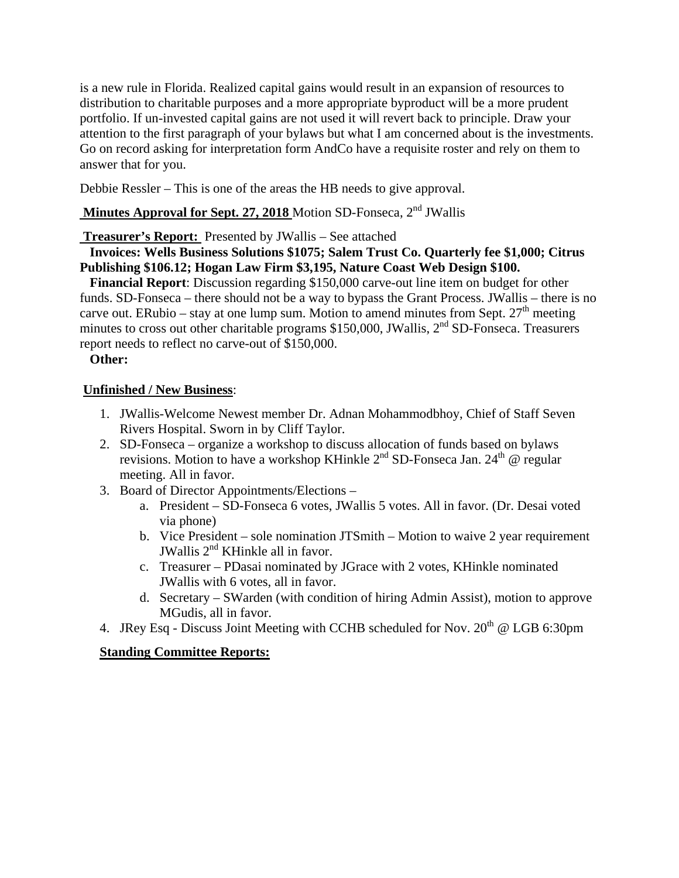is a new rule in Florida. Realized capital gains would result in an expansion of resources to distribution to charitable purposes and a more appropriate byproduct will be a more prudent portfolio. If un-invested capital gains are not used it will revert back to principle. Draw your attention to the first paragraph of your bylaws but what I am concerned about is the investments. Go on record asking for interpretation form AndCo have a requisite roster and rely on them to answer that for you.

Debbie Ressler – This is one of the areas the HB needs to give approval.

**Minutes Approval for Sept. 27, 2018** Motion SD-Fonseca, 2nd JWallis

**Treasurer's Report:** Presented by JWallis – See attached

**Invoices: Wells Business Solutions $1075; Salem Trust Co. Quarterly fee $1,000; Citrus Publishing $106.12; Hogan Law Firm $3,195, Nature Coast Web Design $100.**

**Financial Report**: Discussion regarding $150,000 carve-out line item on budget for other funds. SD-Fonseca – there should not be a way to bypass the Grant Process. JWallis – there is no carve out. ERubio – stay at one lump sum. Motion to amend minutes from Sept. 27th meeting minutes to cross out other charitable programs $150,000, JWallis, 2nd SD-Fonseca. Treasurers report needs to reflect no carve-out of $150,000.

**Other:**

**Unfinished / New Business**:

1. JWallis-Welcome Newest member Dr. Adnan Mohammodbhoy, Chief of Staff Seven Rivers Hospital. Sworn in by Cliff Taylor.
2. SD-Fonseca – organize a workshop to discuss allocation of funds based on bylaws revisions. Motion to have a workshop KHinkle 2nd SD-Fonseca Jan. 24th @ regular meeting. All in favor.
3. Board of Director Appointments/Elections –
    a. President – SD-Fonseca 6 votes, JWallis 5 votes. All in favor. (Dr. Desai voted via phone)
    b. Vice President – sole nomination JTSmith – Motion to waive 2 year requirement JWallis 2nd KHinkle all in favor.
    c. Treasurer – PDasai nominated by JGrace with 2 votes, KHinkle nominated JWallis with 6 votes, all in favor.
    d. Secretary – SWarden (with condition of hiring Admin Assist), motion to approve MGudis, all in favor.
4. JRey Esq - Discuss Joint Meeting with CCHB scheduled for Nov. 20th @ LGB 6:30pm

**Standing Committee Reports:**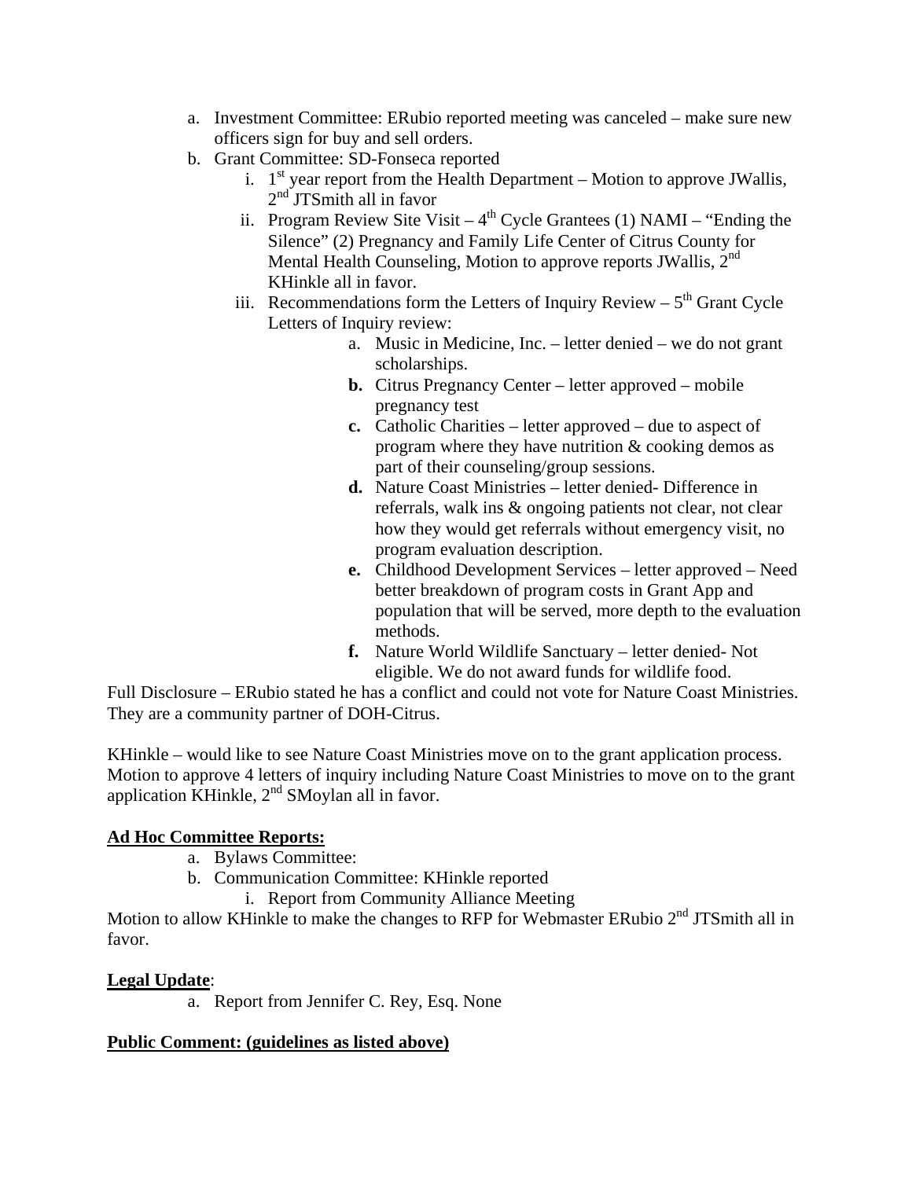a. Investment Committee: ERubio reported meeting was canceled – make sure new officers sign for buy and sell orders.
b. Grant Committee: SD-Fonseca reported
   i. 1st year report from the Health Department – Motion to approve JWallis, 2nd JTSmith all in favor
   ii. Program Review Site Visit – 4th Cycle Grantees (1) NAMI – "Ending the Silence" (2) Pregnancy and Family Life Center of Citrus County for Mental Health Counseling, Motion to approve reports JWallis, 2nd KHinkle all in favor.
   iii. Recommendations form the Letters of Inquiry Review – 5th Grant Cycle Letters of Inquiry review:
      a. Music in Medicine, Inc. – letter denied – we do not grant scholarships.
      **b.** Citrus Pregnancy Center – letter approved – mobile pregnancy test
      **c.** Catholic Charities – letter approved – due to aspect of program where they have nutrition & cooking demos as part of their counseling/group sessions.
      **d.** Nature Coast Ministries – letter denied- Difference in referrals, walk ins & ongoing patients not clear, not clear how they would get referrals without emergency visit, no program evaluation description.
      **e.** Childhood Development Services – letter approved – Need better breakdown of program costs in Grant App and population that will be served, more depth to the evaluation methods.
      **f.** Nature World Wildlife Sanctuary – letter denied- Not eligible. We do not award funds for wildlife food.

Full Disclosure – ERubio stated he has a conflict and could not vote for Nature Coast Ministries. They are a community partner of DOH-Citrus.

KHinkle – would like to see Nature Coast Ministries move on to the grant application process. Motion to approve 4 letters of inquiry including Nature Coast Ministries to move on to the grant application KHinkle, 2nd SMoylan all in favor.

**Ad Hoc Committee Reports:**

a. Bylaws Committee:
b. Communication Committee: KHinkle reported
   i. Report from Community Alliance Meeting

Motion to allow KHinkle to make the changes to RFP for Webmaster ERubio 2nd JTSmith all in favor.

**Legal Update**:

a. Report from Jennifer C. Rey, Esq. None

**Public Comment: (guidelines as listed above)**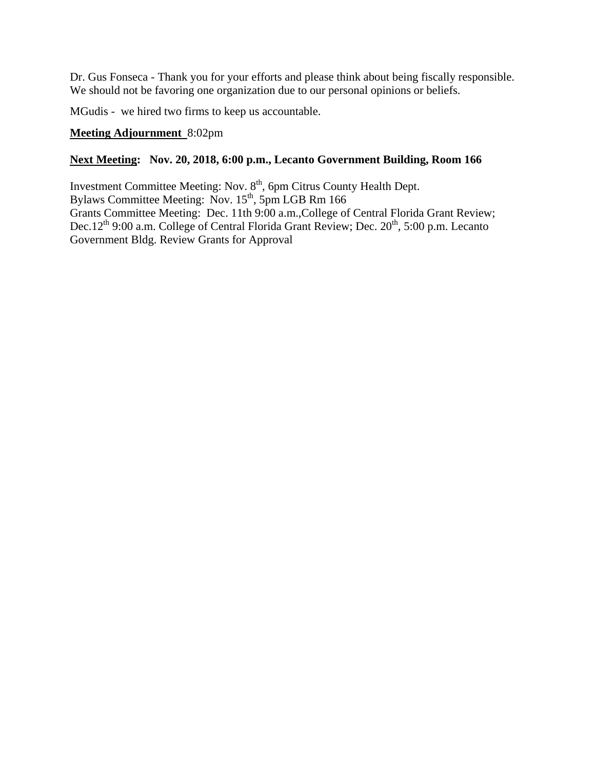Dr. Gus Fonseca - Thank you for your efforts and please think about being fiscally responsible. We should not be favoring one organization due to our personal opinions or beliefs.

MGudis - we hired two firms to keep us accountable.

**Meeting Adjournment** 8:02pm

**Next Meeting: Nov. 20, 2018, 6:00 p.m., Lecanto Government Building, Room 166**

Investment Committee Meeting: Nov. 8th, 6pm Citrus County Health Dept.
Bylaws Committee Meeting: Nov. 15th, 5pm LGB Rm 166
Grants Committee Meeting: Dec. 11th 9:00 a.m.,College of Central Florida Grant Review; Dec.12th 9:00 a.m. College of Central Florida Grant Review; Dec. 20th, 5:00 p.m. Lecanto Government Bldg. Review Grants for Approval